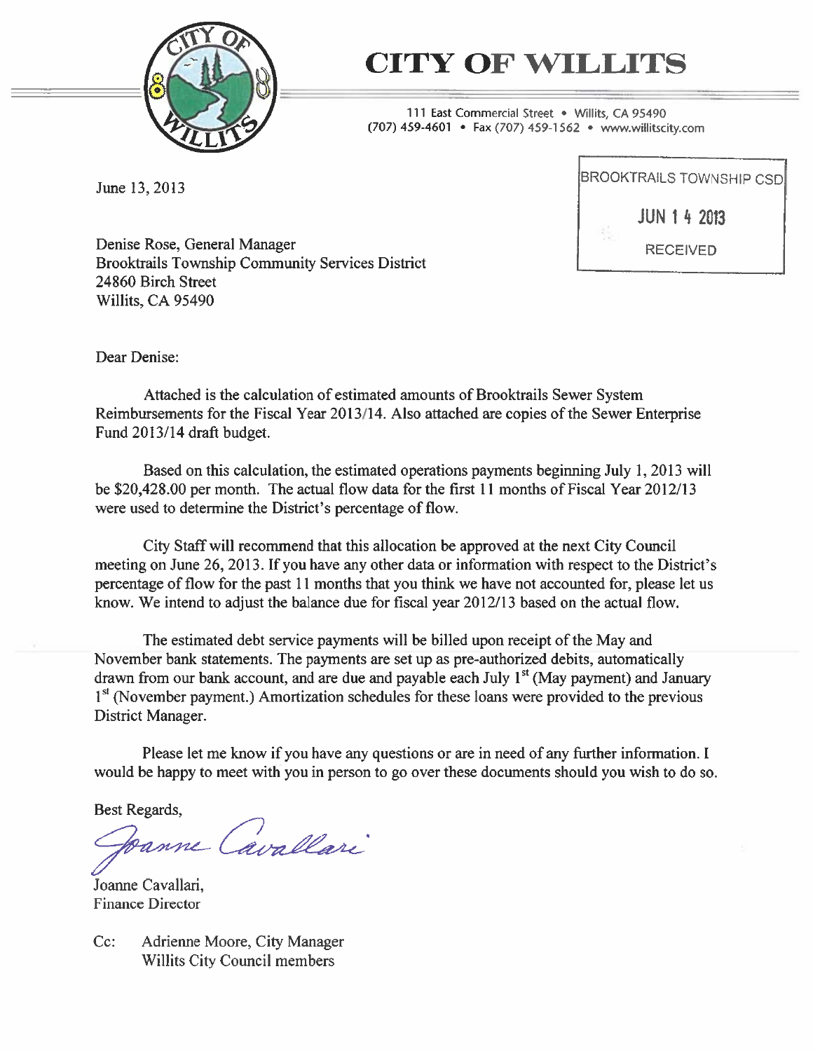# CITY OF WILLITS

111 East Commercial Street • Willits, CA 95490
(707) 459-4601 • Fax (707) 459-1562 • www.willitscity.com

June 13, 2013

BROOKTRAILS TOWNSHIP CSD
JUN 14 2013
RECEIVED

Denise Rose, General Manager
Brooktrails Township Community Services District
24860 Birch Street
Willits, CA 95490

Dear Denise:

Attached is the calculation of estimated amounts of Brooktrails Sewer System Reimbursements for the Fiscal Year 2013/14. Also attached are copies of the Sewer Enterprise Fund 2013/14 draft budget.

Based on this calculation, the estimated operations payments beginning July 1, 2013 will be $20,428.00 per month. The actual flow data for the first 11 months of Fiscal Year 2012/13 were used to determine the District's percentage of flow.

City Staff will recommend that this allocation be approved at the next City Council meeting on June 26, 2013. If you have any other data or information with respect to the District's percentage of flow for the past 11 months that you think we have not accounted for, please let us know. We intend to adjust the balance due for fiscal year 2012/13 based on the actual flow.

The estimated debt service payments will be billed upon receipt of the May and November bank statements. The payments are set up as pre-authorized debits, automatically drawn from our bank account, and are due and payable each July 1st (May payment) and January 1st (November payment.) Amortization schedules for these loans were provided to the previous District Manager.

Please let me know if you have any questions or are in need of any further information. I would be happy to meet with you in person to go over these documents should you wish to do so.

Best Regards,

Joanne Cavallari

Joanne Cavallari,
Finance Director

Cc: Adrienne Moore, City Manager
Willits City Council members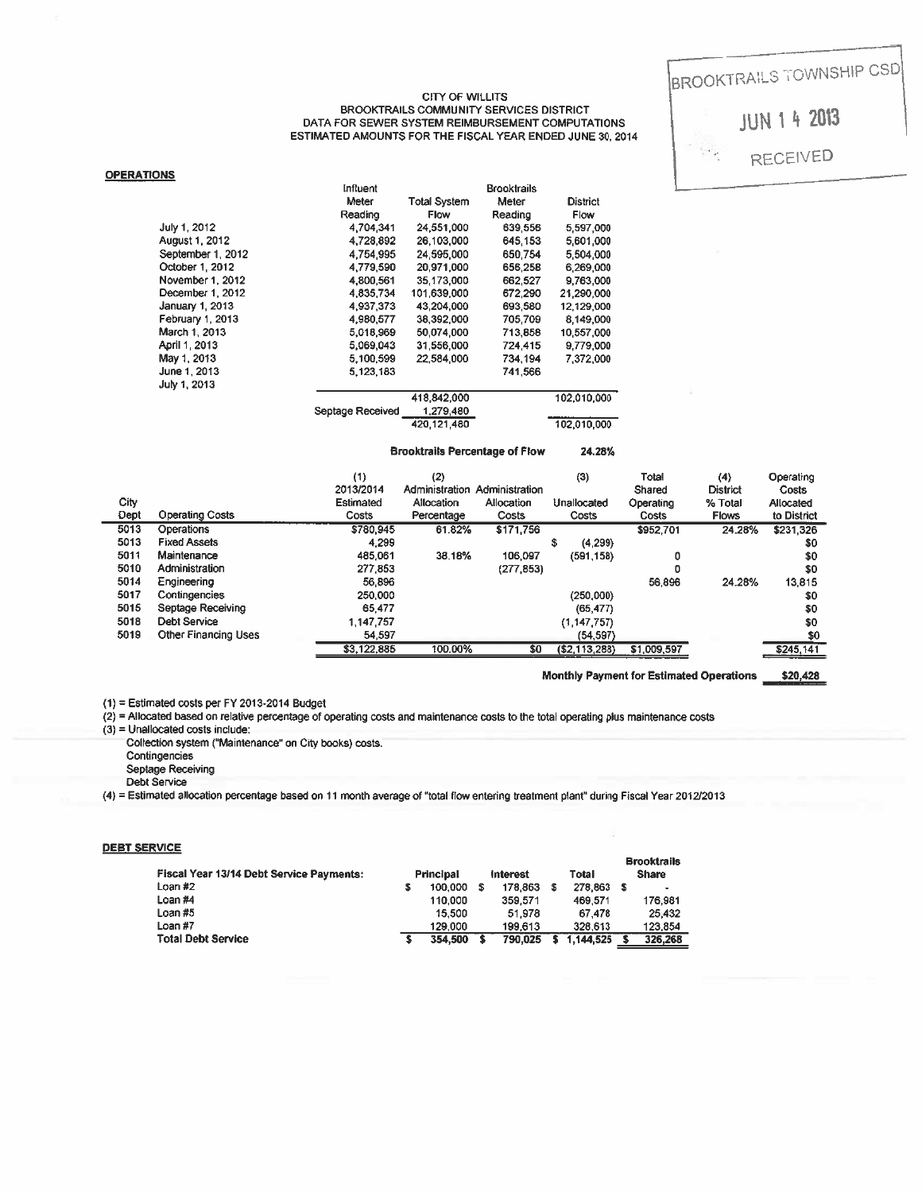BROOKTRAILS TOWNSHIP CSD

JUN 14 2013

RECEIVED

CITY OF WILLITS
BROOKTRAILS COMMUNITY SERVICES DISTRICT
DATA FOR SEWER SYSTEM REIMBURSEMENT COMPUTATIONS
ESTIMATED AMOUNTS FOR THE FISCAL YEAR ENDED JUNE 30, 2014

## OPERATIONS

| | Influent Meter Reading | Total System Flow | Brooktrails Meter Reading | District Flow |
|---|---|---|---|---|
| July 1, 2012 | 4,704,341 | 24,551,000 | 639,556 | 5,597,000 |
| August 1, 2012 | 4,728,892 | 26,103,000 | 645,153 | 5,601,000 |
| September 1, 2012 | 4,754,995 | 24,595,000 | 650,754 | 5,504,000 |
| October 1, 2012 | 4,779,590 | 20,971,000 | 656,258 | 6,269,000 |
| November 1, 2012 | 4,800,561 | 35,173,000 | 662,527 | 9,763,000 |
| December 1, 2012 | 4,835,734 | 101,639,000 | 672,290 | 21,290,000 |
| January 1, 2013 | 4,937,373 | 43,204,000 | 693,580 | 12,129,000 |
| February 1, 2013 | 4,980,577 | 38,392,000 | 705,709 | 8,149,000 |
| March 1, 2013 | 5,018,969 | 50,074,000 | 713,858 | 10,557,000 |
| April 1, 2013 | 5,069,043 | 31,556,000 | 724,415 | 9,779,000 |
| May 1, 2013 | 5,100,599 | 22,584,000 | 734,194 | 7,372,000 |
| June 1, 2013 | 5,123,183 | | 741,566 | |
| July 1, 2013 | | | | |
| | | 418,842,000 | | 102,010,000 |
| | Septage Received | 1,279,480 | | |
| | | 420,121,480 | | 102,010,000 |

**Brooktrails Percentage of Flow** 24.28%

| City Dept | Operating Costs | (1) 2013/2014 Estimated Costs | (2) Administration Allocation Percentage | Administration Allocation Costs | (3) Unallocated Costs | Total Shared Operating Costs | (4) District % Total Flows | Operating Costs Allocated to District |
|---|---|---|---|---|---|---|---|---|
| 5013 | Operations | $780,945 | 61.82% | $171,756 | | $952,701 | 24.28% | $231,326 |
| 5013 | Fixed Assets | 4,299 | | | $ (4,299) | | | $0 |
| 5011 | Maintenance | 485,061 | 38.18% | 106,097 | (591,158) | 0 | | $0 |
| 5010 | Administration | 277,853 | | (277,853) | | 0 | | $0 |
| 5014 | Engineering | 56,896 | | | | 56,896 | 24.28% | 13,815 |
| 5017 | Contingencies | 250,000 | | | (250,000) | | | $0 |
| 5015 | Septage Receiving | 65,477 | | | (65,477) | | | $0 |
| 5018 | Debt Service | 1,147,757 | | | (1,147,757) | | | $0 |
| 5019 | Other Financing Uses | 54,597 | | | (54,597) | | | $0 |
| | | $3,122,885 | 100.00% | $0 | ($2,113,288) | $1,009,597 | | $245,141 |

**Monthly Payment for Estimated Operations** **$20,428**

(1) = Estimated costs per FY 2013-2014 Budget
(2) = Allocated based on relative percentage of operating costs and maintenance costs to the total operating plus maintenance costs
(3) = Unallocated costs include:
- Collection system ("Maintenance" on City books) costs.
- Contingencies
- Septage Receiving
- Debt Service

(4) = Estimated allocation percentage based on 11 month average of "total flow entering treatment plant" during Fiscal Year 2012/2013

## DEBT SERVICE

| Fiscal Year 13/14 Debt Service Payments: | Principal | Interest | Total | Brooktrails Share |
|---|---|---|---|---|
| Loan #2 | $ 100,000 | $ 178,863 | $ 278,863 | $ - |
| Loan #4 | 110,000 | 359,571 | 469,571 | 176,981 |
| Loan #5 | 15,500 | 51,978 | 67,478 | 25,432 |
| Loan #7 | 129,000 | 199,613 | 328,613 | 123,854 |
| **Total Debt Service** | $ 354,500 | $ 790,025 | $ 1,144,525 | $ 326,268 |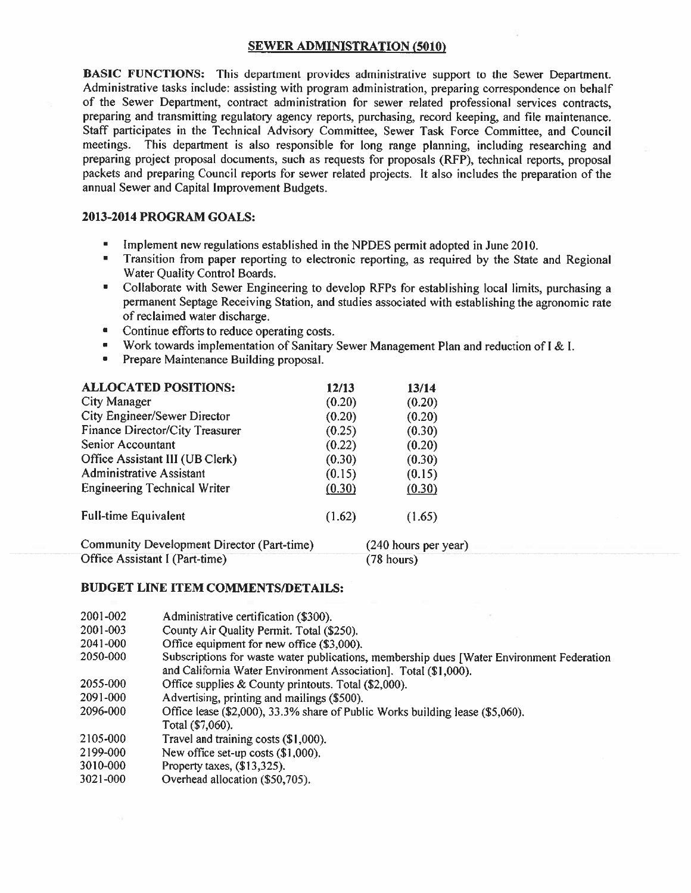## SEWER ADMINISTRATION (5010)

**BASIC FUNCTIONS:** This department provides administrative support to the Sewer Department. Administrative tasks include: assisting with program administration, preparing correspondence on behalf of the Sewer Department, contract administration for sewer related professional services contracts, preparing and transmitting regulatory agency reports, purchasing, record keeping, and file maintenance. Staff participates in the Technical Advisory Committee, Sewer Task Force Committee, and Council meetings. This department is also responsible for long range planning, including researching and preparing project proposal documents, such as requests for proposals (RFP), technical reports, proposal packets and preparing Council reports for sewer related projects. It also includes the preparation of the annual Sewer and Capital Improvement Budgets.

### 2013-2014 PROGRAM GOALS:

- Implement new regulations established in the NPDES permit adopted in June 2010.
- Transition from paper reporting to electronic reporting, as required by the State and Regional Water Quality Control Boards.
- Collaborate with Sewer Engineering to develop RFPs for establishing local limits, purchasing a permanent Septage Receiving Station, and studies associated with establishing the agronomic rate of reclaimed water discharge.
- Continue efforts to reduce operating costs.
- Work towards implementation of Sanitary Sewer Management Plan and reduction of I & I.
- Prepare Maintenance Building proposal.

| ALLOCATED POSITIONS: | 12/13 | 13/14 |
|---|---|---|
| City Manager | (0.20) | (0.20) |
| City Engineer/Sewer Director | (0.20) | (0.20) |
| Finance Director/City Treasurer | (0.25) | (0.30) |
| Senior Accountant | (0.22) | (0.20) |
| Office Assistant III (UB Clerk) | (0.30) | (0.30) |
| Administrative Assistant | (0.15) | (0.15) |
| Engineering Technical Writer | (0.30) | (0.30) |
| Full-time Equivalent | (1.62) | (1.65) |

| | |
|---|---|
| Community Development Director (Part-time) | (240 hours per year) |
| Office Assistant I (Part-time) | (78 hours) |

### BUDGET LINE ITEM COMMENTS/DETAILS:

| | |
|---|---|
| 2001-002 | Administrative certification ($300). |
| 2001-003 | County Air Quality Permit. Total ($250). |
| 2041-000 | Office equipment for new office ($3,000). |
| 2050-000 | Subscriptions for waste water publications, membership dues [Water Environment Federation and California Water Environment Association]. Total ($1,000). |
| 2055-000 | Office supplies & County printouts. Total ($2,000). |
| 2091-000 | Advertising, printing and mailings ($500). |
| 2096-000 | Office lease ($2,000), 33.3% share of Public Works building lease ($5,060). Total ($7,060). |
| 2105-000 | Travel and training costs ($1,000). |
| 2199-000 | New office set-up costs ($1,000). |
| 3010-000 | Property taxes, ($13,325). |
| 3021-000 | Overhead allocation ($50,705). |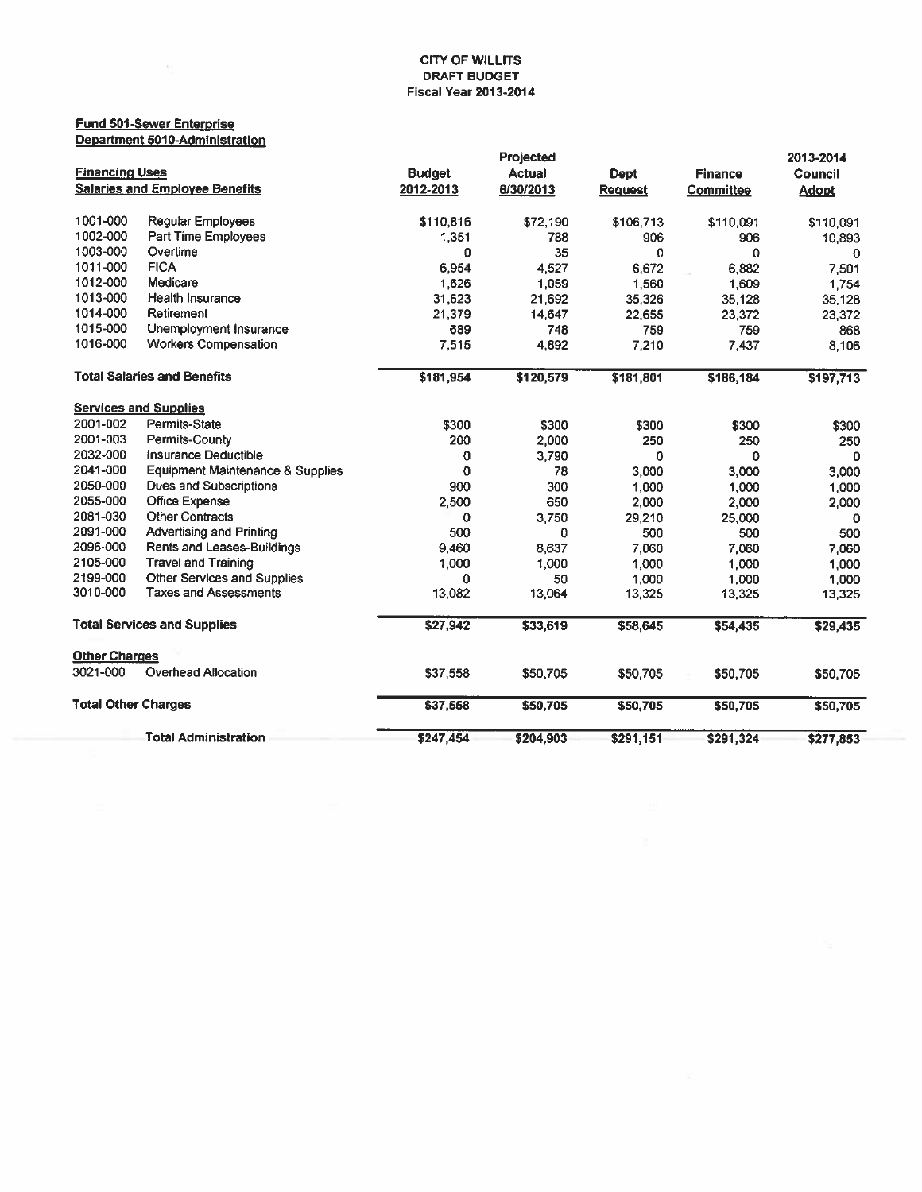# CITY OF WILLITS
## DRAFT BUDGET
### Fiscal Year 2013-2014

**Fund 501-Sewer Enterprise**
**Department 5010-Administration**

| Financing Uses | | Budget | Projected Actual | Dept | Finance | 2013-2014 Council |
|---|---|---|---|---|---|---|
| **Salaries and Employee Benefits** | | 2012-2013 | 6/30/2013 | Request | Committee | Adopt |
| 1001-000 | Regular Employees | $110,816 | $72,190 | $106,713 | $110,091 | $110,091 |
| 1002-000 | Part Time Employees | 1,351 | 788 | 906 | 906 | 10,893 |
| 1003-000 | Overtime | 0 | 35 | 0 | 0 | 0 |
| 1011-000 | FICA | 6,954 | 4,527 | 6,672 | 6,882 | 7,501 |
| 1012-000 | Medicare | 1,626 | 1,059 | 1,560 | 1,609 | 1,754 |
| 1013-000 | Health Insurance | 31,623 | 21,692 | 35,326 | 35,128 | 35,128 |
| 1014-000 | Retirement | 21,379 | 14,647 | 22,655 | 23,372 | 23,372 |
| 1015-000 | Unemployment Insurance | 689 | 748 | 759 | 759 | 868 |
| 1016-000 | Workers Compensation | 7,515 | 4,892 | 7,210 | 7,437 | 8,106 |
| **Total Salaries and Benefits** | | **$181,954** | **$120,579** | **$181,801** | **$186,184** | **$197,713** |
| **Services and Supplies** | | | | | | |
| 2001-002 | Permits-State | $300 | $300 | $300 | $300 | $300 |
| 2001-003 | Permits-County | 200 | 2,000 | 250 | 250 | 250 |
| 2032-000 | Insurance Deductible | 0 | 3,790 | 0 | 0 | 0 |
| 2041-000 | Equipment Maintenance & Supplies | 0 | 78 | 3,000 | 3,000 | 3,000 |
| 2050-000 | Dues and Subscriptions | 900 | 300 | 1,000 | 1,000 | 1,000 |
| 2055-000 | Office Expense | 2,500 | 650 | 2,000 | 2,000 | 2,000 |
| 2081-030 | Other Contracts | 0 | 3,750 | 29,210 | 25,000 | 0 |
| 2091-000 | Advertising and Printing | 500 | 0 | 500 | 500 | 500 |
| 2096-000 | Rents and Leases-Buildings | 9,460 | 8,637 | 7,060 | 7,060 | 7,060 |
| 2105-000 | Travel and Training | 1,000 | 1,000 | 1,000 | 1,000 | 1,000 |
| 2199-000 | Other Services and Supplies | 0 | 50 | 1,000 | 1,000 | 1,000 |
| 3010-000 | Taxes and Assessments | 13,082 | 13,064 | 13,325 | 13,325 | 13,325 |
| **Total Services and Supplies** | | **$27,942** | **$33,619** | **$58,645** | **$54,435** | **$29,435** |
| **Other Charges** | | | | | | |
| 3021-000 | Overhead Allocation | $37,558 | $50,705 | $50,705 | $50,705 | $50,705 |
| **Total Other Charges** | | **$37,558** | **$50,705** | **$50,705** | **$50,705** | **$50,705** |
| **Total Administration** | | **$247,454** | **$204,903** | **$291,151** | **$291,324** | **$277,853** |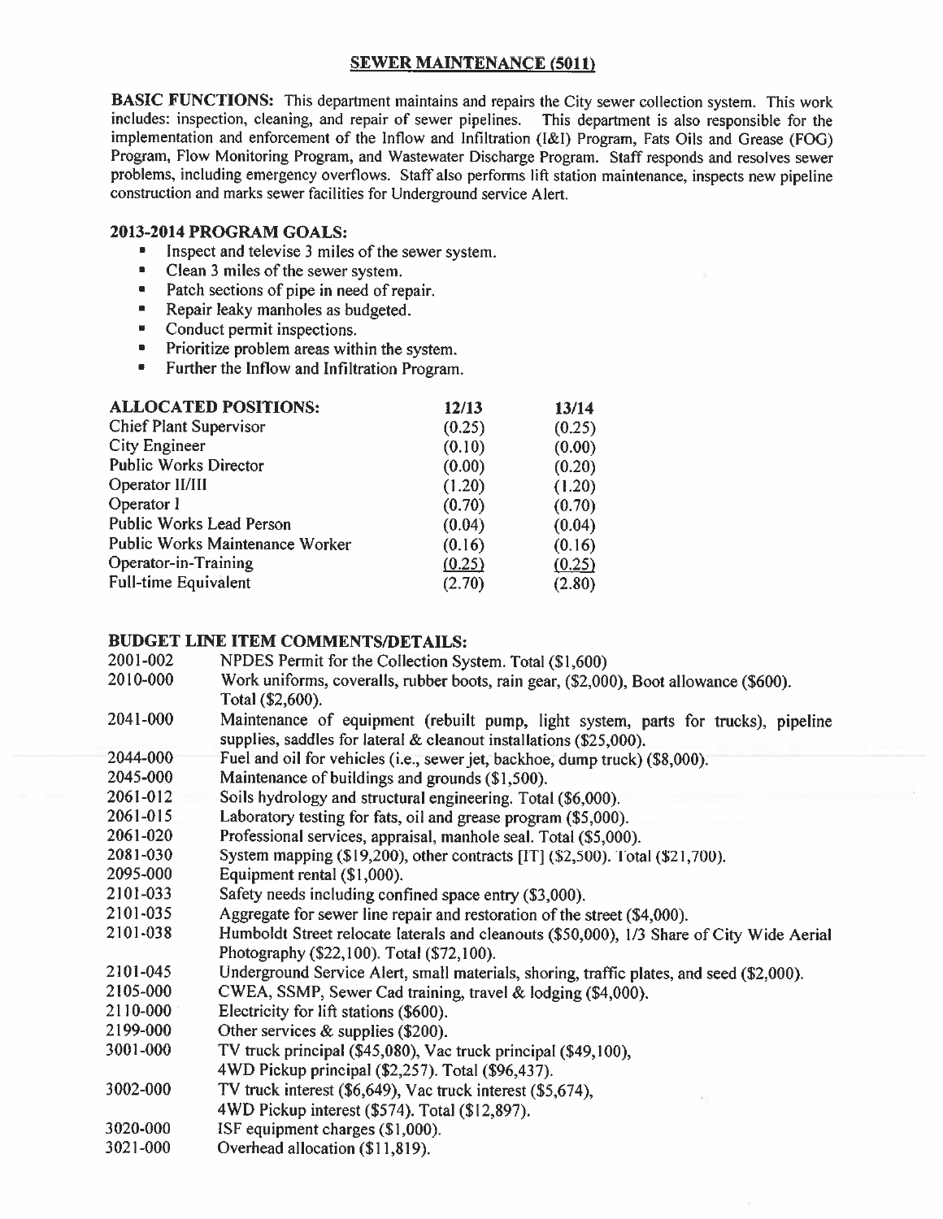## SEWER MAINTENANCE (5011)

**BASIC FUNCTIONS:** This department maintains and repairs the City sewer collection system. This work includes: inspection, cleaning, and repair of sewer pipelines. This department is also responsible for the implementation and enforcement of the Inflow and Infiltration (I&I) Program, Fats Oils and Grease (FOG) Program, Flow Monitoring Program, and Wastewater Discharge Program. Staff responds and resolves sewer problems, including emergency overflows. Staff also performs lift station maintenance, inspects new pipeline construction and marks sewer facilities for Underground service Alert.

### 2013-2014 PROGRAM GOALS:

- Inspect and televise 3 miles of the sewer system.
- Clean 3 miles of the sewer system.
- Patch sections of pipe in need of repair.
- Repair leaky manholes as budgeted.
- Conduct permit inspections.
- Prioritize problem areas within the system.
- Further the Inflow and Infiltration Program.

| ALLOCATED POSITIONS: | 12/13 | 13/14 |
|---|---|---|
| Chief Plant Supervisor | (0.25) | (0.25) |
| City Engineer | (0.10) | (0.00) |
| Public Works Director | (0.00) | (0.20) |
| Operator II/III | (1.20) | (1.20) |
| Operator I | (0.70) | (0.70) |
| Public Works Lead Person | (0.04) | (0.04) |
| Public Works Maintenance Worker | (0.16) | (0.16) |
| Operator-in-Training | (0.25) | (0.25) |
| Full-time Equivalent | (2.70) | (2.80) |

### BUDGET LINE ITEM COMMENTS/DETAILS:

| | |
|---|---|
| 2001-002 | NPDES Permit for the Collection System. Total ($1,600) |
| 2010-000 | Work uniforms, coveralls, rubber boots, rain gear, ($2,000), Boot allowance ($600). Total ($2,600). |
| 2041-000 | Maintenance of equipment (rebuilt pump, light system, parts for trucks), pipeline supplies, saddles for lateral & cleanout installations ($25,000). |
| 2044-000 | Fuel and oil for vehicles (i.e., sewer jet, backhoe, dump truck) ($8,000). |
| 2045-000 | Maintenance of buildings and grounds ($1,500). |
| 2061-012 | Soils hydrology and structural engineering. Total ($6,000). |
| 2061-015 | Laboratory testing for fats, oil and grease program ($5,000). |
| 2061-020 | Professional services, appraisal, manhole seal. Total ($5,000). |
| 2081-030 | System mapping ($19,200), other contracts [IT] ($2,500). Total ($21,700). |
| 2095-000 | Equipment rental ($1,000). |
| 2101-033 | Safety needs including confined space entry ($3,000). |
| 2101-035 | Aggregate for sewer line repair and restoration of the street ($4,000). |
| 2101-038 | Humboldt Street relocate laterals and cleanouts ($50,000), 1/3 Share of City Wide Aerial Photography ($22,100). Total ($72,100). |
| 2101-045 | Underground Service Alert, small materials, shoring, traffic plates, and seed ($2,000). |
| 2105-000 | CWEA, SSMP, Sewer Cad training, travel & lodging ($4,000). |
| 2110-000 | Electricity for lift stations ($600). |
| 2199-000 | Other services & supplies ($200). |
| 3001-000 | TV truck principal ($45,080), Vac truck principal ($49,100), 4WD Pickup principal ($2,257). Total ($96,437). |
| 3002-000 | TV truck interest ($6,649), Vac truck interest ($5,674), 4WD Pickup interest ($574). Total ($12,897). |
| 3020-000 | ISF equipment charges ($1,000). |
| 3021-000 | Overhead allocation ($11,819). |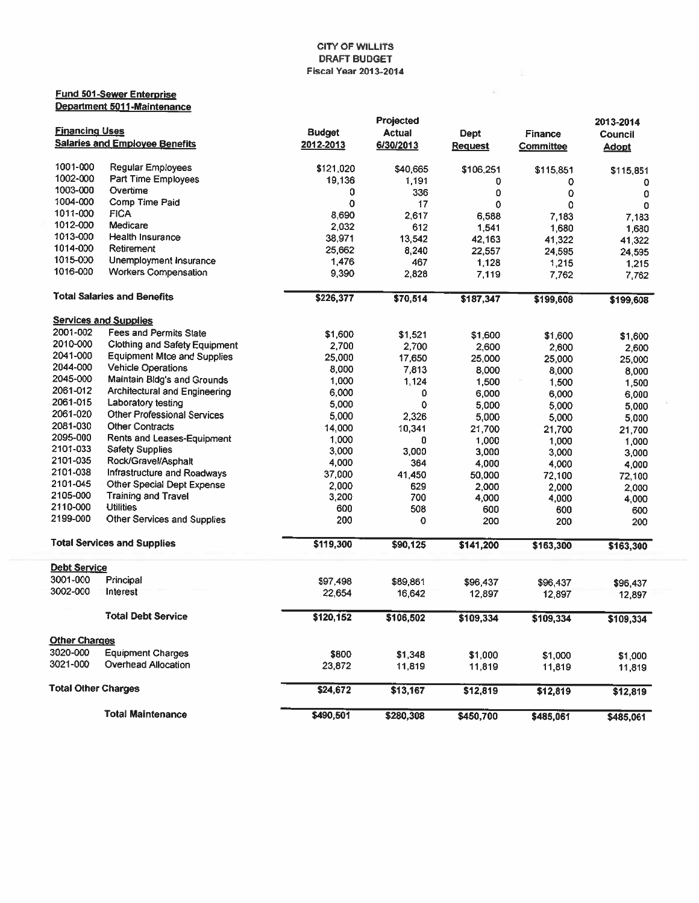CITY OF WILLITS
DRAFT BUDGET
Fiscal Year 2013-2014

**Fund 501-Sewer Enterprise**
**Department 5011-Maintenance**

| | | Budget 2012-2013 | Projected Actual 6/30/2013 | Dept Request | Finance Committee | 2013-2014 Council Adopt |
|---|---|---|---|---|---|---|
| **Financing Uses** | | | | | | |
| **Salaries and Employee Benefits** | | | | | | |
| 1001-000 | Regular Employees | $121,020 | $40,665 | $106,251 | $115,851 | $115,851 |
| 1002-000 | Part Time Employees | 19,136 | 1,191 | 0 | 0 | 0 |
| 1003-000 | Overtime | 0 | 336 | 0 | 0 | 0 |
| 1004-000 | Comp Time Paid | 0 | 17 | 0 | 0 | 0 |
| 1011-000 | FICA | 8,690 | 2,617 | 6,588 | 7,183 | 7,183 |
| 1012-000 | Medicare | 2,032 | 612 | 1,541 | 1,680 | 1,680 |
| 1013-000 | Health Insurance | 38,971 | 13,542 | 42,163 | 41,322 | 41,322 |
| 1014-000 | Retirement | 25,662 | 8,240 | 22,557 | 24,595 | 24,595 |
| 1015-000 | Unemployment Insurance | 1,476 | 467 | 1,128 | 1,215 | 1,215 |
| 1016-000 | Workers Compensation | 9,390 | 2,828 | 7,119 | 7,762 | 7,762 |
| **Total Salaries and Benefits** | | $226,377 | $70,514 | $187,347 | $199,608 | $199,608 |
| **Services and Supplies** | | | | | | |
| 2001-002 | Fees and Permits State | $1,600 | $1,521 | $1,600 | $1,600 | $1,600 |
| 2010-000 | Clothing and Safety Equipment | 2,700 | 2,700 | 2,600 | 2,600 | 2,600 |
| 2041-000 | Equipment Mtce and Supplies | 25,000 | 17,650 | 25,000 | 25,000 | 25,000 |
| 2044-000 | Vehicle Operations | 8,000 | 7,813 | 8,000 | 8,000 | 8,000 |
| 2045-000 | Maintain Bldg's and Grounds | 1,000 | 1,124 | 1,500 | 1,500 | 1,500 |
| 2061-012 | Architectural and Engineering | 6,000 | 0 | 6,000 | 6,000 | 6,000 |
| 2061-015 | Laboratory testing | 5,000 | 0 | 5,000 | 5,000 | 5,000 |
| 2061-020 | Other Professional Services | 5,000 | 2,326 | 5,000 | 5,000 | 5,000 |
| 2081-030 | Other Contracts | 14,000 | 10,341 | 21,700 | 21,700 | 21,700 |
| 2095-000 | Rents and Leases-Equipment | 1,000 | 0 | 1,000 | 1,000 | 1,000 |
| 2101-033 | Safety Supplies | 3,000 | 3,000 | 3,000 | 3,000 | 3,000 |
| 2101-035 | Rock/Gravel/Asphalt | 4,000 | 364 | 4,000 | 4,000 | 4,000 |
| 2101-038 | Infrastructure and Roadways | 37,000 | 41,450 | 50,000 | 72,100 | 72,100 |
| 2101-045 | Other Special Dept Expense | 2,000 | 629 | 2,000 | 2,000 | 2,000 |
| 2105-000 | Training and Travel | 3,200 | 700 | 4,000 | 4,000 | 4,000 |
| 2110-000 | Utilities | 600 | 508 | 600 | 600 | 600 |
| 2199-000 | Other Services and Supplies | 200 | 0 | 200 | 200 | 200 |
| **Total Services and Supplies** | | $119,300 | $90,125 | $141,200 | $163,300 | $163,300 |
| **Debt Service** | | | | | | |
| 3001-000 | Principal | $97,498 | $89,861 | $96,437 | $96,437 | $96,437 |
| 3002-000 | Interest | 22,654 | 16,642 | 12,897 | 12,897 | 12,897 |
| | **Total Debt Service** | $120,152 | $106,502 | $109,334 | $109,334 | $109,334 |
| **Other Charges** | | | | | | |
| 3020-000 | Equipment Charges | $800 | $1,348 | $1,000 | $1,000 | $1,000 |
| 3021-000 | Overhead Allocation | 23,872 | 11,819 | 11,819 | 11,819 | 11,819 |
| **Total Other Charges** | | $24,672 | $13,167 | $12,819 | $12,819 | $12,819 |
| | **Total Maintenance** | $490,501 | $280,308 | $450,700 | $485,061 | $485,061 |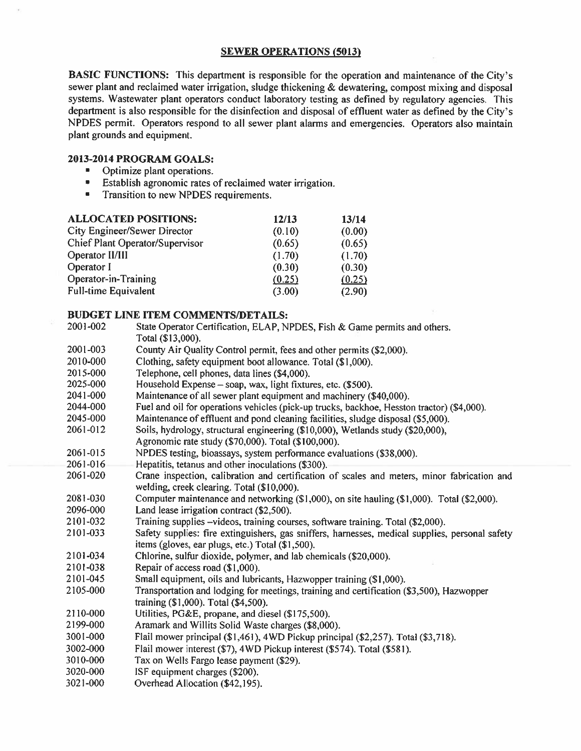## SEWER OPERATIONS (5013)

**BASIC FUNCTIONS:** This department is responsible for the operation and maintenance of the City's sewer plant and reclaimed water irrigation, sludge thickening & dewatering, compost mixing and disposal systems. Wastewater plant operators conduct laboratory testing as defined by regulatory agencies. This department is also responsible for the disinfection and disposal of effluent water as defined by the City's NPDES permit. Operators respond to all sewer plant alarms and emergencies. Operators also maintain plant grounds and equipment.

### 2013-2014 PROGRAM GOALS:

- Optimize plant operations.
- Establish agronomic rates of reclaimed water irrigation.
- Transition to new NPDES requirements.

| ALLOCATED POSITIONS: | 12/13 | 13/14 |
|---|---|---|
| City Engineer/Sewer Director | (0.10) | (0.00) |
| Chief Plant Operator/Supervisor | (0.65) | (0.65) |
| Operator II/III | (1.70) | (1.70) |
| Operator I | (0.30) | (0.30) |
| Operator-in-Training | (0.25) | (0.25) |
| Full-time Equivalent | (3.00) | (2.90) |

### BUDGET LINE ITEM COMMENTS/DETAILS:

| | |
|---|---|
| 2001-002 | State Operator Certification, ELAP, NPDES, Fish & Game permits and others. Total ($13,000). |
| 2001-003 | County Air Quality Control permit, fees and other permits ($2,000). |
| 2010-000 | Clothing, safety equipment boot allowance. Total ($1,000). |
| 2015-000 | Telephone, cell phones, data lines ($4,000). |
| 2025-000 | Household Expense – soap, wax, light fixtures, etc. ($500). |
| 2041-000 | Maintenance of all sewer plant equipment and machinery ($40,000). |
| 2044-000 | Fuel and oil for operations vehicles (pick-up trucks, backhoe, Hesston tractor) ($4,000). |
| 2045-000 | Maintenance of effluent and pond cleaning facilities, sludge disposal ($5,000). |
| 2061-012 | Soils, hydrology, structural engineering ($10,000), Wetlands study ($20,000), Agronomic rate study ($70,000). Total ($100,000). |
| 2061-015 | NPDES testing, bioassays, system performance evaluations ($38,000). |
| 2061-016 | Hepatitis, tetanus and other inoculations ($300). |
| 2061-020 | Crane inspection, calibration and certification of scales and meters, minor fabrication and welding, creek clearing. Total ($10,000). |
| 2081-030 | Computer maintenance and networking ($1,000), on site hauling ($1,000). Total ($2,000). |
| 2096-000 | Land lease irrigation contract ($2,500). |
| 2101-032 | Training supplies –videos, training courses, software training. Total ($2,000). |
| 2101-033 | Safety supplies: fire extinguishers, gas sniffers, harnesses, medical supplies, personal safety items (gloves, ear plugs, etc.) Total ($1,500). |
| 2101-034 | Chlorine, sulfur dioxide, polymer, and lab chemicals ($20,000). |
| 2101-038 | Repair of access road ($1,000). |
| 2101-045 | Small equipment, oils and lubricants, Hazwopper training ($1,000). |
| 2105-000 | Transportation and lodging for meetings, training and certification ($3,500), Hazwopper training ($1,000). Total ($4,500). |
| 2110-000 | Utilities, PG&E, propane, and diesel ($175,500). |
| 2199-000 | Aramark and Willits Solid Waste charges ($8,000). |
| 3001-000 | Flail mower principal ($1,461), 4WD Pickup principal ($2,257). Total ($3,718). |
| 3002-000 | Flail mower interest ($7), 4WD Pickup interest ($574). Total ($581). |
| 3010-000 | Tax on Wells Fargo lease payment ($29). |
| 3020-000 | ISF equipment charges ($200). |
| 3021-000 | Overhead Allocation ($42,195). |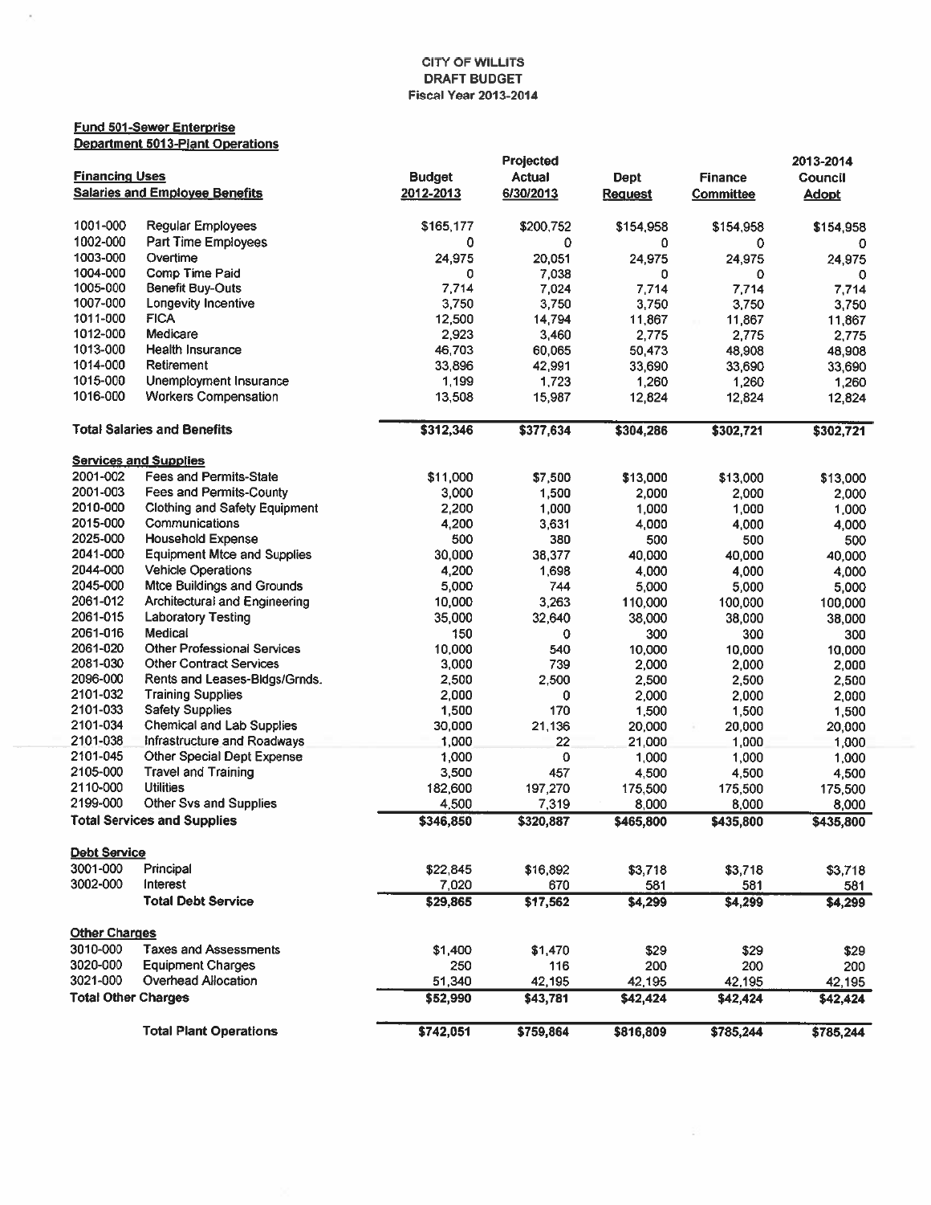# CITY OF WILLITS
## DRAFT BUDGET
### Fiscal Year 2013-2014

**Fund 501-Sewer Enterprise**
**Department 5013-Plant Operations**

| Financing Uses | | Budget 2012-2013 | Projected Actual 6/30/2013 | Dept Request | Finance Committee | 2013-2014 Council Adopt |
|---|---|---|---|---|---|---|
| **Salaries and Employee Benefits** | | | | | | |
| 1001-000 | Regular Employees | $165,177 | $200,752 | $154,958 | $154,958 | $154,958 |
| 1002-000 | Part Time Employees | 0 | 0 | 0 | 0 | 0 |
| 1003-000 | Overtime | 24,975 | 20,051 | 24,975 | 24,975 | 24,975 |
| 1004-000 | Comp Time Paid | 0 | 7,038 | 0 | 0 | 0 |
| 1005-000 | Benefit Buy-Outs | 7,714 | 7,024 | 7,714 | 7,714 | 7,714 |
| 1007-000 | Longevity Incentive | 3,750 | 3,750 | 3,750 | 3,750 | 3,750 |
| 1011-000 | FICA | 12,500 | 14,794 | 11,867 | 11,867 | 11,867 |
| 1012-000 | Medicare | 2,923 | 3,460 | 2,775 | 2,775 | 2,775 |
| 1013-000 | Health Insurance | 46,703 | 60,065 | 50,473 | 48,908 | 48,908 |
| 1014-000 | Retirement | 33,896 | 42,991 | 33,690 | 33,690 | 33,690 |
| 1015-000 | Unemployment Insurance | 1,199 | 1,723 | 1,260 | 1,260 | 1,260 |
| 1016-000 | Workers Compensation | 13,508 | 15,987 | 12,824 | 12,824 | 12,824 |
| **Total Salaries and Benefits** | | **$312,346** | **$377,634** | **$304,286** | **$302,721** | **$302,721** |
| **Services and Supplies** | | | | | | |
| 2001-002 | Fees and Permits-State | $11,000 | $7,500 | $13,000 | $13,000 | $13,000 |
| 2001-003 | Fees and Permits-County | 3,000 | 1,500 | 2,000 | 2,000 | 2,000 |
| 2010-000 | Clothing and Safety Equipment | 2,200 | 1,000 | 1,000 | 1,000 | 1,000 |
| 2015-000 | Communications | 4,200 | 3,631 | 4,000 | 4,000 | 4,000 |
| 2025-000 | Household Expense | 500 | 380 | 500 | 500 | 500 |
| 2041-000 | Equipment Mtce and Supplies | 30,000 | 38,377 | 40,000 | 40,000 | 40,000 |
| 2044-000 | Vehicle Operations | 4,200 | 1,698 | 4,000 | 4,000 | 4,000 |
| 2045-000 | Mtce Buildings and Grounds | 5,000 | 744 | 5,000 | 5,000 | 5,000 |
| 2061-012 | Architectural and Engineering | 10,000 | 3,263 | 110,000 | 100,000 | 100,000 |
| 2061-015 | Laboratory Testing | 35,000 | 32,640 | 38,000 | 38,000 | 38,000 |
| 2061-016 | Medical | 150 | 0 | 300 | 300 | 300 |
| 2061-020 | Other Professional Services | 10,000 | 540 | 10,000 | 10,000 | 10,000 |
| 2081-030 | Other Contract Services | 3,000 | 739 | 2,000 | 2,000 | 2,000 |
| 2096-000 | Rents and Leases-Bldgs/Grnds. | 2,500 | 2,500 | 2,500 | 2,500 | 2,500 |
| 2101-032 | Training Supplies | 2,000 | 0 | 2,000 | 2,000 | 2,000 |
| 2101-033 | Safety Supplies | 1,500 | 170 | 1,500 | 1,500 | 1,500 |
| 2101-034 | Chemical and Lab Supplies | 30,000 | 21,136 | 20,000 | 20,000 | 20,000 |
| 2101-038 | Infrastructure and Roadways | 1,000 | 22 | 21,000 | 1,000 | 1,000 |
| 2101-045 | Other Special Dept Expense | 1,000 | 0 | 1,000 | 1,000 | 1,000 |
| 2105-000 | Travel and Training | 3,500 | 457 | 4,500 | 4,500 | 4,500 |
| 2110-000 | Utilities | 182,600 | 197,270 | 175,500 | 175,500 | 175,500 |
| 2199-000 | Other Svs and Supplies | 4,500 | 7,319 | 8,000 | 8,000 | 8,000 |
| **Total Services and Supplies** | | **$346,850** | **$320,887** | **$465,800** | **$435,800** | **$435,800** |
| **Debt Service** | | | | | | |
| 3001-000 | Principal | $22,845 | $16,892 | $3,718 | $3,718 | $3,718 |
| 3002-000 | Interest | 7,020 | 670 | 581 | 581 | 581 |
| | **Total Debt Service** | **$29,865** | **$17,562** | **$4,299** | **$4,299** | **$4,299** |
| **Other Charges** | | | | | | |
| 3010-000 | Taxes and Assessments | $1,400 | $1,470 | $29 | $29 | $29 |
| 3020-000 | Equipment Charges | 250 | 116 | 200 | 200 | 200 |
| 3021-000 | Overhead Allocation | 51,340 | 42,195 | 42,195 | 42,195 | 42,195 |
| **Total Other Charges** | | **$52,990** | **$43,781** | **$42,424** | **$42,424** | **$42,424** |
| | **Total Plant Operations** | **$742,051** | **$759,864** | **$816,809** | **$785,244** | **$785,244** |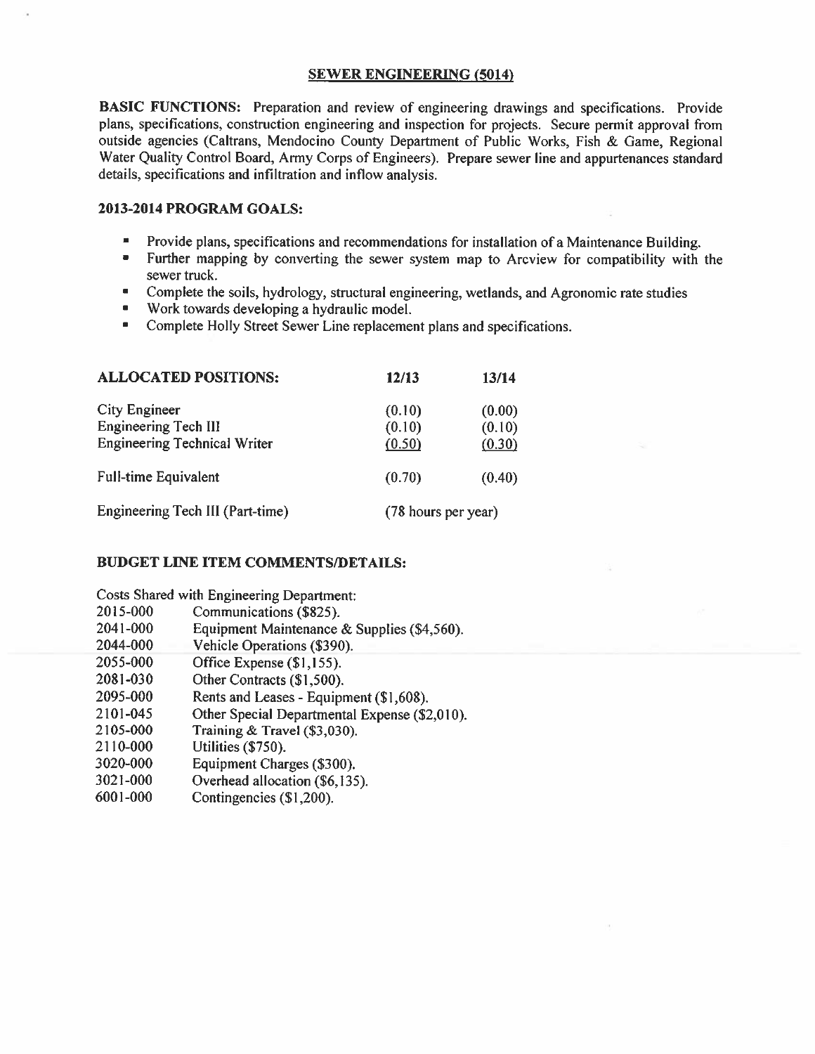## SEWER ENGINEERING (5014)

**BASIC FUNCTIONS:** Preparation and review of engineering drawings and specifications. Provide plans, specifications, construction engineering and inspection for projects. Secure permit approval from outside agencies (Caltrans, Mendocino County Department of Public Works, Fish & Game, Regional Water Quality Control Board, Army Corps of Engineers). Prepare sewer line and appurtenances standard details, specifications and infiltration and inflow analysis.

### 2013-2014 PROGRAM GOALS:

- Provide plans, specifications and recommendations for installation of a Maintenance Building.
- Further mapping by converting the sewer system map to Arcview for compatibility with the sewer truck.
- Complete the soils, hydrology, structural engineering, wetlands, and Agronomic rate studies
- Work towards developing a hydraulic model.
- Complete Holly Street Sewer Line replacement plans and specifications.

| ALLOCATED POSITIONS: | 12/13 | 13/14 |
|---|---|---|
| City Engineer | (0.10) | (0.00) |
| Engineering Tech III | (0.10) | (0.10) |
| Engineering Technical Writer | (0.50) | (0.30) |
| Full-time Equivalent | (0.70) | (0.40) |
| Engineering Tech III (Part-time) | (78 hours per year) | |

### BUDGET LINE ITEM COMMENTS/DETAILS:

Costs Shared with Engineering Department:

| | |
|---|---|
| 2015-000 | Communications ($825). |
| 2041-000 | Equipment Maintenance & Supplies ($4,560). |
| 2044-000 | Vehicle Operations ($390). |
| 2055-000 | Office Expense ($1,155). |
| 2081-030 | Other Contracts ($1,500). |
| 2095-000 | Rents and Leases - Equipment ($1,608). |
| 2101-045 | Other Special Departmental Expense ($2,010). |
| 2105-000 | Training & Travel ($3,030). |
| 2110-000 | Utilities ($750). |
| 3020-000 | Equipment Charges ($300). |
| 3021-000 | Overhead allocation ($6,135). |
| 6001-000 | Contingencies ($1,200). |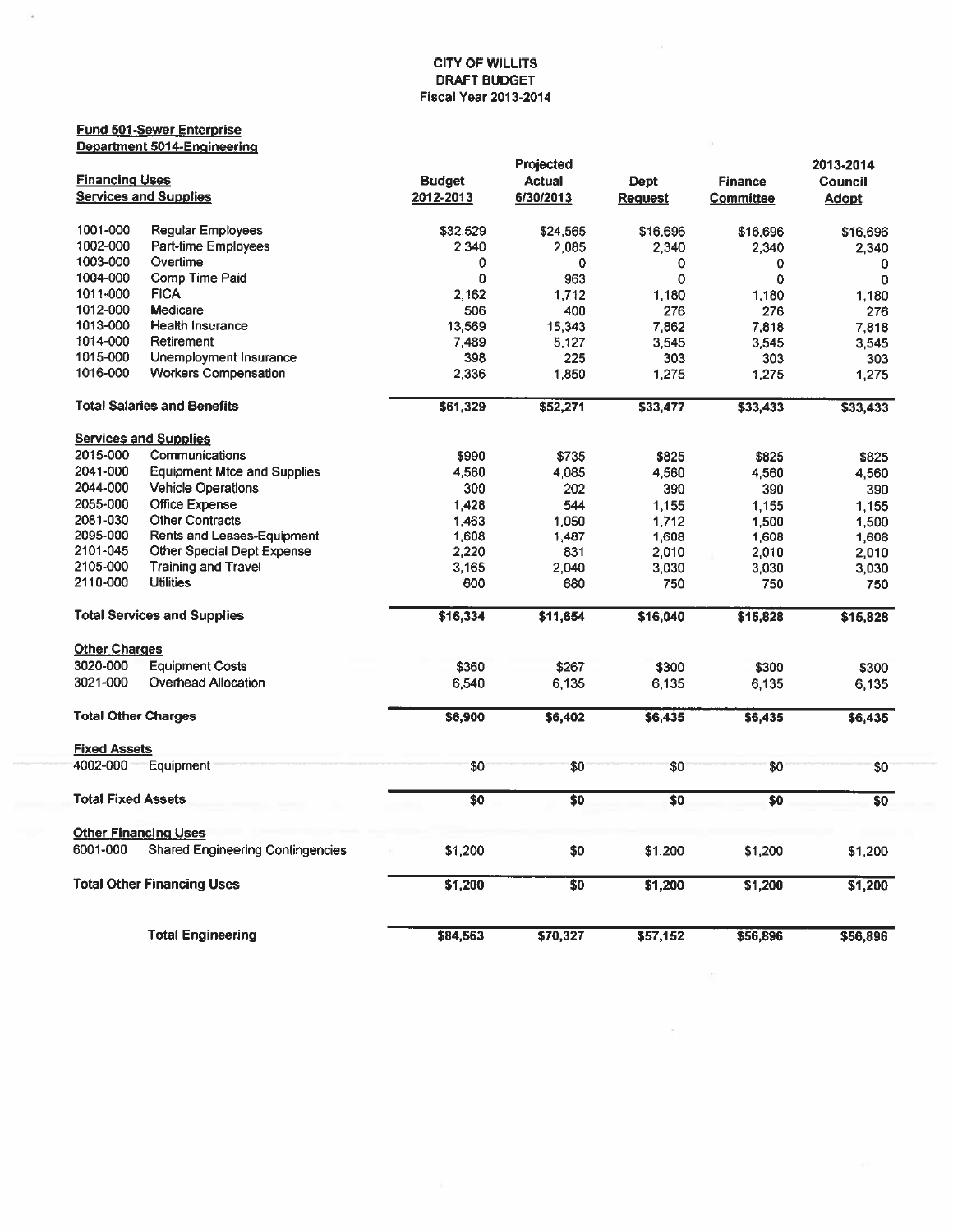CITY OF WILLITS
DRAFT BUDGET
Fiscal Year 2013-2014

**Fund 501-Sewer Enterprise**
**Department 5014-Engineering**

| **Financing Uses** / **Services and Supplies** | | Budget 2012-2013 | Projected Actual 6/30/2013 | Dept Request | Finance Committee | 2013-2014 Council Adopt |
|---|---|---|---|---|---|---|
| 1001-000 | Regular Employees | $32,529 | $24,565 | $16,696 | $16,696 | $16,696 |
| 1002-000 | Part-time Employees | 2,340 | 2,085 | 2,340 | 2,340 | 2,340 |
| 1003-000 | Overtime | 0 | 0 | 0 | 0 | 0 |
| 1004-000 | Comp Time Paid | 0 | 963 | 0 | 0 | 0 |
| 1011-000 | FICA | 2,162 | 1,712 | 1,180 | 1,180 | 1,180 |
| 1012-000 | Medicare | 506 | 400 | 276 | 276 | 276 |
| 1013-000 | Health Insurance | 13,569 | 15,343 | 7,862 | 7,818 | 7,818 |
| 1014-000 | Retirement | 7,489 | 5,127 | 3,545 | 3,545 | 3,545 |
| 1015-000 | Unemployment Insurance | 398 | 225 | 303 | 303 | 303 |
| 1016-000 | Workers Compensation | 2,336 | 1,850 | 1,275 | 1,275 | 1,275 |
| **Total Salaries and Benefits** | | **$61,329** | **$52,271** | **$33,477** | **$33,433** | **$33,433** |
| **Services and Supplies** | | | | | | |
| 2015-000 | Communications | $990 | $735 | $825 | $825 | $825 |
| 2041-000 | Equipment Mtce and Supplies | 4,560 | 4,085 | 4,560 | 4,560 | 4,560 |
| 2044-000 | Vehicle Operations | 300 | 202 | 390 | 390 | 390 |
| 2055-000 | Office Expense | 1,428 | 544 | 1,155 | 1,155 | 1,155 |
| 2081-030 | Other Contracts | 1,463 | 1,050 | 1,712 | 1,500 | 1,500 |
| 2095-000 | Rents and Leases-Equipment | 1,608 | 1,487 | 1,608 | 1,608 | 1,608 |
| 2101-045 | Other Special Dept Expense | 2,220 | 831 | 2,010 | 2,010 | 2,010 |
| 2105-000 | Training and Travel | 3,165 | 2,040 | 3,030 | 3,030 | 3,030 |
| 2110-000 | Utilities | 600 | 680 | 750 | 750 | 750 |
| **Total Services and Supplies** | | **$16,334** | **$11,654** | **$16,040** | **$15,828** | **$15,828** |
| **Other Charges** | | | | | | |
| 3020-000 | Equipment Costs | $360 | $267 | $300 | $300 | $300 |
| 3021-000 | Overhead Allocation | 6,540 | 6,135 | 6,135 | 6,135 | 6,135 |
| **Total Other Charges** | | **$6,900** | **$6,402** | **$6,435** | **$6,435** | **$6,435** |
| **Fixed Assets** | | | | | | |
| 4002-000 | Equipment | $0 | $0 | $0 | $0 | $0 |
| **Total Fixed Assets** | | **$0** | **$0** | **$0** | **$0** | **$0** |
| **Other Financing Uses** | | | | | | |
| 6001-000 | Shared Engineering Contingencies | $1,200 | $0 | $1,200 | $1,200 | $1,200 |
| **Total Other Financing Uses** | | **$1,200** | **$0** | **$1,200** | **$1,200** | **$1,200** |
| **Total Engineering** | | **$84,563** | **$70,327** | **$57,152** | **$56,896** | **$56,896** |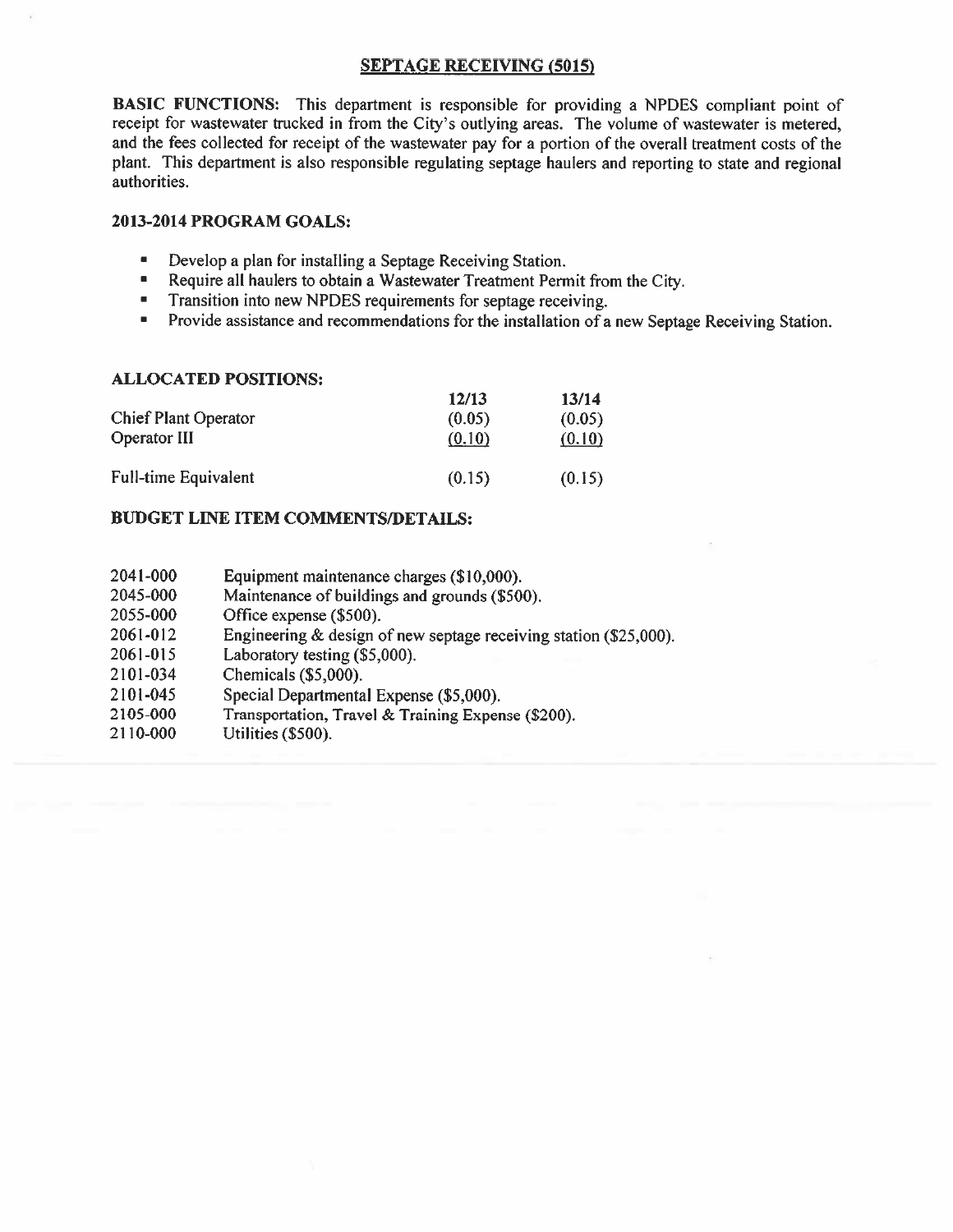## SEPTAGE RECEIVING (5015)

**BASIC FUNCTIONS:** This department is responsible for providing a NPDES compliant point of receipt for wastewater trucked in from the City's outlying areas. The volume of wastewater is metered, and the fees collected for receipt of the wastewater pay for a portion of the overall treatment costs of the plant. This department is also responsible regulating septage haulers and reporting to state and regional authorities.

### 2013-2014 PROGRAM GOALS:

- Develop a plan for installing a Septage Receiving Station.
- Require all haulers to obtain a Wastewater Treatment Permit from the City.
- Transition into new NPDES requirements for septage receiving.
- Provide assistance and recommendations for the installation of a new Septage Receiving Station.

### ALLOCATED POSITIONS:

| | 12/13 | 13/14 |
|---|---|---|
| Chief Plant Operator | (0.05) | (0.05) |
| Operator III | (0.10) | (0.10) |
| Full-time Equivalent | (0.15) | (0.15) |

### BUDGET LINE ITEM COMMENTS/DETAILS:

| | |
|---|---|
| 2041-000 | Equipment maintenance charges ($10,000). |
| 2045-000 | Maintenance of buildings and grounds ($500). |
| 2055-000 | Office expense ($500). |
| 2061-012 | Engineering & design of new septage receiving station ($25,000). |
| 2061-015 | Laboratory testing ($5,000). |
| 2101-034 | Chemicals ($5,000). |
| 2101-045 | Special Departmental Expense ($5,000). |
| 2105-000 | Transportation, Travel & Training Expense ($200). |
| 2110-000 | Utilities ($500). |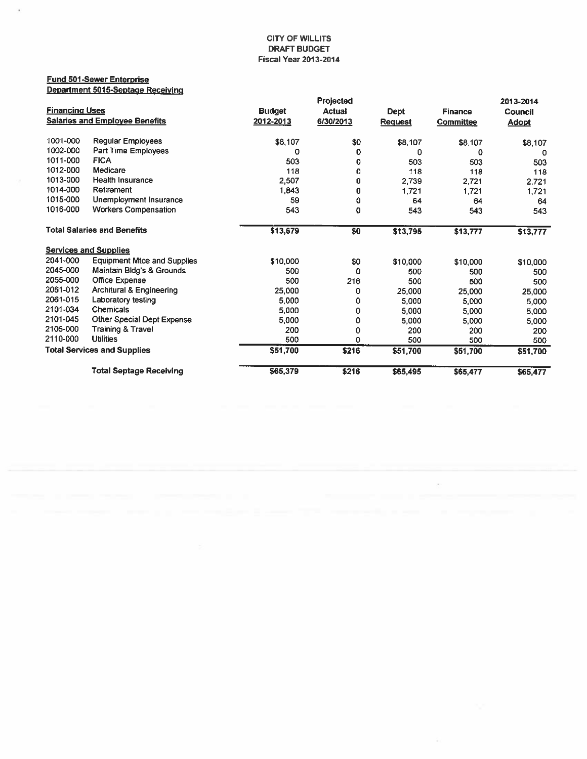# CITY OF WILLITS
## DRAFT BUDGET
### Fiscal Year 2013-2014

**Fund 501-Sewer Enterprise**
**Department 5015-Septage Receiving**

| Financing Uses | | Budget 2012-2013 | Projected Actual 6/30/2013 | Dept Request | Finance Committee | 2013-2014 Council Adopt |
|---|---|---|---|---|---|---|
| **Salaries and Employee Benefits** | | | | | | |
| 1001-000 | Regular Employees | $8,107 | $0 | $8,107 | $8,107 | $8,107 |
| 1002-000 | Part Time Employees | 0 | 0 | 0 | 0 | 0 |
| 1011-000 | FICA | 503 | 0 | 503 | 503 | 503 |
| 1012-000 | Medicare | 118 | 0 | 118 | 118 | 118 |
| 1013-000 | Health Insurance | 2,507 | 0 | 2,739 | 2,721 | 2,721 |
| 1014-000 | Retirement | 1,843 | 0 | 1,721 | 1,721 | 1,721 |
| 1015-000 | Unemployment Insurance | 59 | 0 | 64 | 64 | 64 |
| 1016-000 | Workers Compensation | 543 | 0 | 543 | 543 | 543 |
| **Total Salaries and Benefits** | | **$13,679** | **$0** | **$13,795** | **$13,777** | **$13,777** |
| **Services and Supplies** | | | | | | |
| 2041-000 | Equipment Mtce and Supplies | $10,000 | $0 | $10,000 | $10,000 | $10,000 |
| 2045-000 | Maintain Bldg's & Grounds | 500 | 0 | 500 | 500 | 500 |
| 2055-000 | Office Expense | 500 | 216 | 500 | 500 | 500 |
| 2061-012 | Architural & Engineering | 25,000 | 0 | 25,000 | 25,000 | 25,000 |
| 2061-015 | Laboratory testing | 5,000 | 0 | 5,000 | 5,000 | 5,000 |
| 2101-034 | Chemicals | 5,000 | 0 | 5,000 | 5,000 | 5,000 |
| 2101-045 | Other Special Dept Expense | 5,000 | 0 | 5,000 | 5,000 | 5,000 |
| 2105-000 | Training & Travel | 200 | 0 | 200 | 200 | 200 |
| 2110-000 | Utilities | 500 | 0 | 500 | 500 | 500 |
| **Total Services and Supplies** | | **$51,700** | **$216** | **$51,700** | **$51,700** | **$51,700** |
| | **Total Septage Receiving** | **$65,379** | **$216** | **$65,495** | **$65,477** | **$65,477** |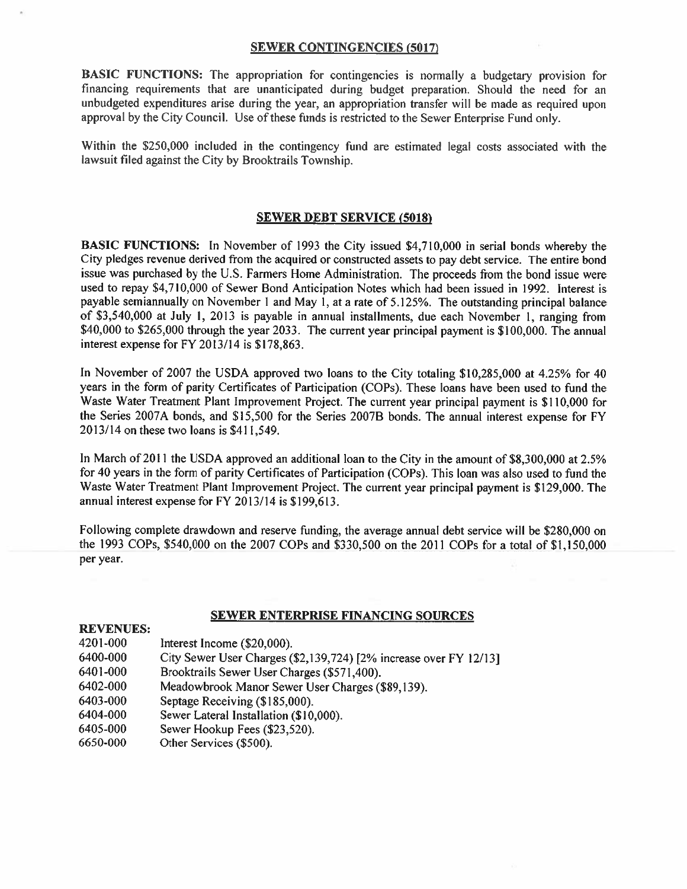## SEWER CONTINGENCIES (5017)

**BASIC FUNCTIONS:** The appropriation for contingencies is normally a budgetary provision for financing requirements that are unanticipated during budget preparation. Should the need for an unbudgeted expenditures arise during the year, an appropriation transfer will be made as required upon approval by the City Council. Use of these funds is restricted to the Sewer Enterprise Fund only.

Within the $250,000 included in the contingency fund are estimated legal costs associated with the lawsuit filed against the City by Brooktrails Township.

## SEWER DEBT SERVICE (5018)

**BASIC FUNCTIONS:** In November of 1993 the City issued $4,710,000 in serial bonds whereby the City pledges revenue derived from the acquired or constructed assets to pay debt service. The entire bond issue was purchased by the U.S. Farmers Home Administration. The proceeds from the bond issue were used to repay $4,710,000 of Sewer Bond Anticipation Notes which had been issued in 1992. Interest is payable semiannually on November 1 and May 1, at a rate of 5.125%. The outstanding principal balance of $3,540,000 at July 1, 2013 is payable in annual installments, due each November 1, ranging from $40,000 to $265,000 through the year 2033. The current year principal payment is $100,000. The annual interest expense for FY 2013/14 is $178,863.

In November of 2007 the USDA approved two loans to the City totaling $10,285,000 at 4.25% for 40 years in the form of parity Certificates of Participation (COPs). These loans have been used to fund the Waste Water Treatment Plant Improvement Project. The current year principal payment is $110,000 for the Series 2007A bonds, and $15,500 for the Series 2007B bonds. The annual interest expense for FY 2013/14 on these two loans is $411,549.

In March of 2011 the USDA approved an additional loan to the City in the amount of $8,300,000 at 2.5% for 40 years in the form of parity Certificates of Participation (COPs). This loan was also used to fund the Waste Water Treatment Plant Improvement Project. The current year principal payment is $129,000. The annual interest expense for FY 2013/14 is $199,613.

Following complete drawdown and reserve funding, the average annual debt service will be $280,000 on the 1993 COPs, $540,000 on the 2007 COPs and $330,500 on the 2011 COPs for a total of $1,150,000 per year.

## SEWER ENTERPRISE FINANCING SOURCES

**REVENUES:**

| | |
|---|---|
| 4201-000 | Interest Income ($20,000). |
| 6400-000 | City Sewer User Charges ($2,139,724) [2% increase over FY 12/13] |
| 6401-000 | Brooktrails Sewer User Charges ($571,400). |
| 6402-000 | Meadowbrook Manor Sewer User Charges ($89,139). |
| 6403-000 | Septage Receiving ($185,000). |
| 6404-000 | Sewer Lateral Installation ($10,000). |
| 6405-000 | Sewer Hookup Fees ($23,520). |
| 6650-000 | Other Services ($500). |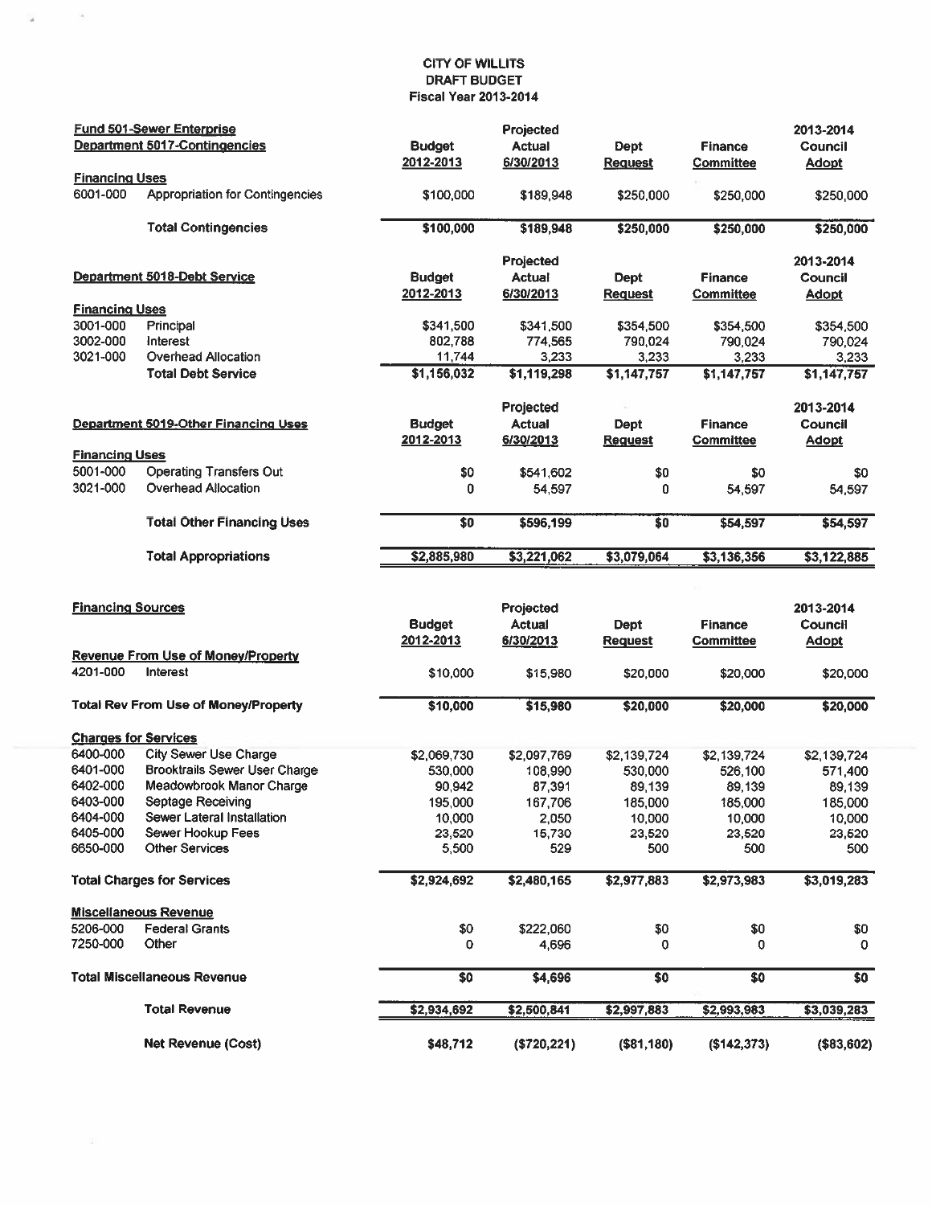# CITY OF WILLITS
## DRAFT BUDGET
### Fiscal Year 2013-2014

| Fund 501-Sewer Enterprise / Department 5017-Contingencies | | Budget 2012-2013 | Projected Actual 6/30/2013 | Dept Request | Finance Committee | 2013-2014 Council Adopt |
|---|---|---|---|---|---|---|
| **Financing Uses** | | | | | | |
| 6001-000 | Appropriation for Contingencies | $100,000 | $189,948 | $250,000 | $250,000 | $250,000 |
| | **Total Contingencies** | $100,000 | $189,948 | $250,000 | $250,000 | $250,000 |

| Department 5018-Debt Service | | Budget 2012-2013 | Projected Actual 6/30/2013 | Dept Request | Finance Committee | 2013-2014 Council Adopt |
|---|---|---|---|---|---|---|
| **Financing Uses** | | | | | | |
| 3001-000 | Principal | $341,500 | $341,500 | $354,500 | $354,500 | $354,500 |
| 3002-000 | Interest | 802,788 | 774,565 | 790,024 | 790,024 | 790,024 |
| 3021-000 | Overhead Allocation | 11,744 | 3,233 | 3,233 | 3,233 | 3,233 |
| | **Total Debt Service** | $1,156,032 | $1,119,298 | $1,147,757 | $1,147,757 | $1,147,757 |

| Department 5019-Other Financing Uses | | Budget 2012-2013 | Projected Actual 6/30/2013 | Dept Request | Finance Committee | 2013-2014 Council Adopt |
|---|---|---|---|---|---|---|
| **Financing Uses** | | | | | | |
| 5001-000 | Operating Transfers Out | $0 | $541,602 | $0 | $0 | $0 |
| 3021-000 | Overhead Allocation | 0 | 54,597 | 0 | 54,597 | 54,597 |
| | **Total Other Financing Uses** | $0 | $596,199 | $0 | $54,597 | $54,597 |
| | **Total Appropriations** | $2,885,980 | $3,221,062 | $3,079,064 | $3,136,356 | $3,122,885 |

| Financing Sources | | Budget 2012-2013 | Projected Actual 6/30/2013 | Dept Request | Finance Committee | 2013-2014 Council Adopt |
|---|---|---|---|---|---|---|
| **Revenue From Use of Money/Property** | | | | | | |
| 4201-000 | Interest | $10,000 | $15,980 | $20,000 | $20,000 | $20,000 |
| **Total Rev From Use of Money/Property** | | $10,000 | $15,980 | $20,000 | $20,000 | $20,000 |
| **Charges for Services** | | | | | | |
| 6400-000 | City Sewer Use Charge | $2,069,730 | $2,097,769 | $2,139,724 | $2,139,724 | $2,139,724 |
| 6401-000 | Brooktrails Sewer User Charge | 530,000 | 108,990 | 530,000 | 526,100 | 571,400 |
| 6402-000 | Meadowbrook Manor Charge | 90,942 | 87,391 | 89,139 | 89,139 | 89,139 |
| 6403-000 | Septage Receiving | 195,000 | 167,706 | 185,000 | 185,000 | 185,000 |
| 6404-000 | Sewer Lateral Installation | 10,000 | 2,050 | 10,000 | 10,000 | 10,000 |
| 6405-000 | Sewer Hookup Fees | 23,520 | 15,730 | 23,520 | 23,520 | 23,520 |
| 6650-000 | Other Services | 5,500 | 529 | 500 | 500 | 500 |
| **Total Charges for Services** | | $2,924,692 | $2,480,165 | $2,977,883 | $2,973,983 | $3,019,283 |
| **Miscellaneous Revenue** | | | | | | |
| 5206-000 | Federal Grants | $0 | $222,060 | $0 | $0 | $0 |
| 7250-000 | Other | 0 | 4,696 | 0 | 0 | 0 |
| **Total Miscellaneous Revenue** | | $0 | $4,696 | $0 | $0 | $0 |
| | **Total Revenue** | $2,934,692 | $2,500,841 | $2,997,883 | $2,993,983 | $3,039,283 |
| | **Net Revenue (Cost)** | $48,712 | ($720,221) | ($81,180) | ($142,373) | ($83,602) |